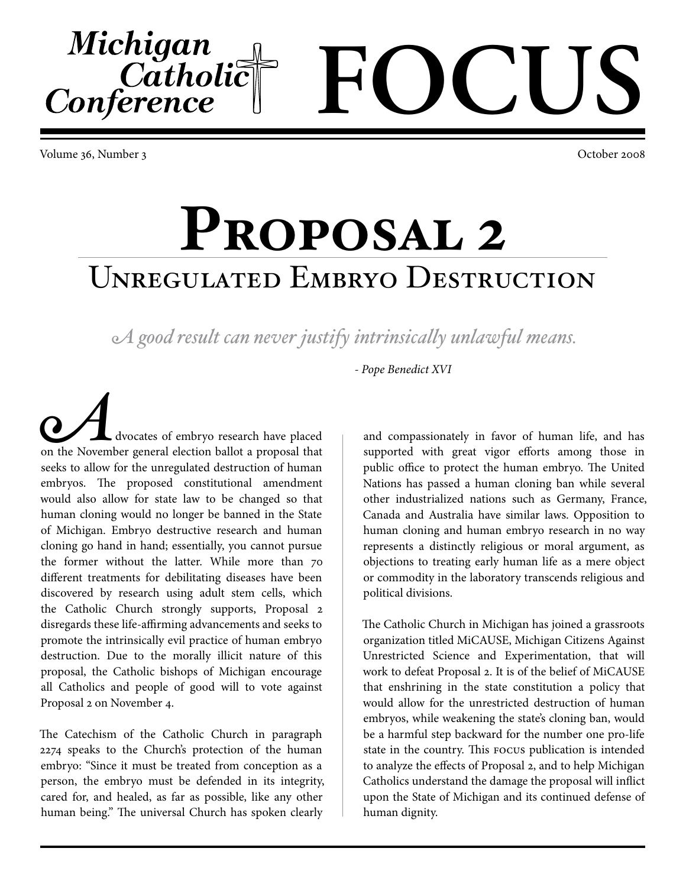# Michigan Catholic Conference FOCUS

Volume 36, Number 3 — October 2008

# Proposal 2

## Unregulated Embryo Destruction

*A good result can never justify intrinsically unlawful means.*

*- Pope Benedict XVI*

Advocates of embryo research have placed on the November general election ballot a proposal that seeks to allow for the unregulated destruction of human embryos. The proposed constitutional amendment would also allow for state law to be changed so that human cloning would no longer be banned in the State of Michigan. Embryo destructive research and human cloning go hand in hand; essentially, you cannot pursue the former without the latter. While more than 70 different treatments for debilitating diseases have been discovered by research using adult stem cells, which the Catholic Church strongly supports, Proposal 2 disregards these life-affirming advancements and seeks to promote the intrinsically evil practice of human embryo destruction. Due to the morally illicit nature of this proposal, the Catholic bishops of Michigan encourage all Catholics and people of good will to vote against Proposal 2 on November 4.

The Catechism of the Catholic Church in paragraph 2274 speaks to the Church's protection of the human embryo: "Since it must be treated from conception as a person, the embryo must be defended in its integrity, cared for, and healed, as far as possible, like any other human being." The universal Church has spoken clearly and compassionately in favor of human life, and has supported with great vigor efforts among those in public office to protect the human embryo. The United Nations has passed a human cloning ban while several other industrialized nations such as Germany, France, Canada and Australia have similar laws. Opposition to human cloning and human embryo research in no way represents a distinctly religious or moral argument, as objections to treating early human life as a mere object or commodity in the laboratory transcends religious and political divisions.

The Catholic Church in Michigan has joined a grassroots organization titled MiCAUSE, Michigan Citizens Against Unrestricted Science and Experimentation, that will work to defeat Proposal 2. It is of the belief of MiCAUSE that enshrining in the state constitution a policy that would allow for the unrestricted destruction of human embryos, while weakening the state's cloning ban, would be a harmful step backward for the number one pro-life state in the country. This FOCUS publication is intended to analyze the effects of Proposal 2, and to help Michigan Catholics understand the damage the proposal will inflict upon the State of Michigan and its continued defense of human dignity.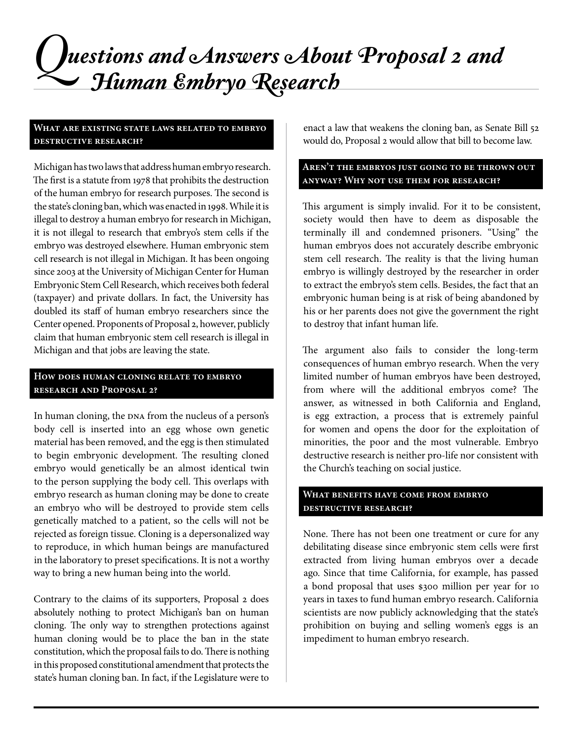# Questions and Answers About Proposal 2 and Human Embryo Research

### What are existing state laws related to embryo destructive research?

Michigan has two laws that address human embryo research. The first is a statute from 1978 that prohibits the destruction of the human embryo for research purposes. The second is the state's cloning ban, which was enacted in 1998. While it is illegal to destroy a human embryo for research in Michigan, it is not illegal to research that embryo's stem cells if the embryo was destroyed elsewhere. Human embryonic stem cell research is not illegal in Michigan. It has been ongoing since 2003 at the University of Michigan Center for Human Embryonic Stem Cell Research, which receives both federal (taxpayer) and private dollars. In fact, the University has doubled its staff of human embryo researchers since the Center opened. Proponents of Proposal 2, however, publicly claim that human embryonic stem cell research is illegal in Michigan and that jobs are leaving the state.

### How does human cloning relate to embryo research and Proposal 2?

In human cloning, the DNA from the nucleus of a person's body cell is inserted into an egg whose own genetic material has been removed, and the egg is then stimulated to begin embryonic development. The resulting cloned embryo would genetically be an almost identical twin to the person supplying the body cell. This overlaps with embryo research as human cloning may be done to create an embryo who will be destroyed to provide stem cells genetically matched to a patient, so the cells will not be rejected as foreign tissue. Cloning is a depersonalized way to reproduce, in which human beings are manufactured in the laboratory to preset specifications. It is not a worthy way to bring a new human being into the world.

Contrary to the claims of its supporters, Proposal 2 does absolutely nothing to protect Michigan's ban on human cloning. The only way to strengthen protections against human cloning would be to place the ban in the state constitution, which the proposal fails to do. There is nothing in this proposed constitutional amendment that protects the state's human cloning ban. In fact, if the Legislature were to enact a law that weakens the cloning ban, as Senate Bill 52 would do, Proposal 2 would allow that bill to become law.

### Aren't the embryos just going to be thrown out anyway? Why not use them for research?

This argument is simply invalid. For it to be consistent, society would then have to deem as disposable the terminally ill and condemned prisoners. "Using" the human embryos does not accurately describe embryonic stem cell research. The reality is that the living human embryo is willingly destroyed by the researcher in order to extract the embryo's stem cells. Besides, the fact that an embryonic human being is at risk of being abandoned by his or her parents does not give the government the right to destroy that infant human life.

The argument also fails to consider the long-term consequences of human embryo research. When the very limited number of human embryos have been destroyed, from where will the additional embryos come? The answer, as witnessed in both California and England, is egg extraction, a process that is extremely painful for women and opens the door for the exploitation of minorities, the poor and the most vulnerable. Embryo destructive research is neither pro-life nor consistent with the Church's teaching on social justice.

### What benefits have come from embryo destructive research?

None. There has not been one treatment or cure for any debilitating disease since embryonic stem cells were first extracted from living human embryos over a decade ago. Since that time California, for example, has passed a bond proposal that uses $300 million per year for 10 years in taxes to fund human embryo research. California scientists are now publicly acknowledging that the state's prohibition on buying and selling women's eggs is an impediment to human embryo research.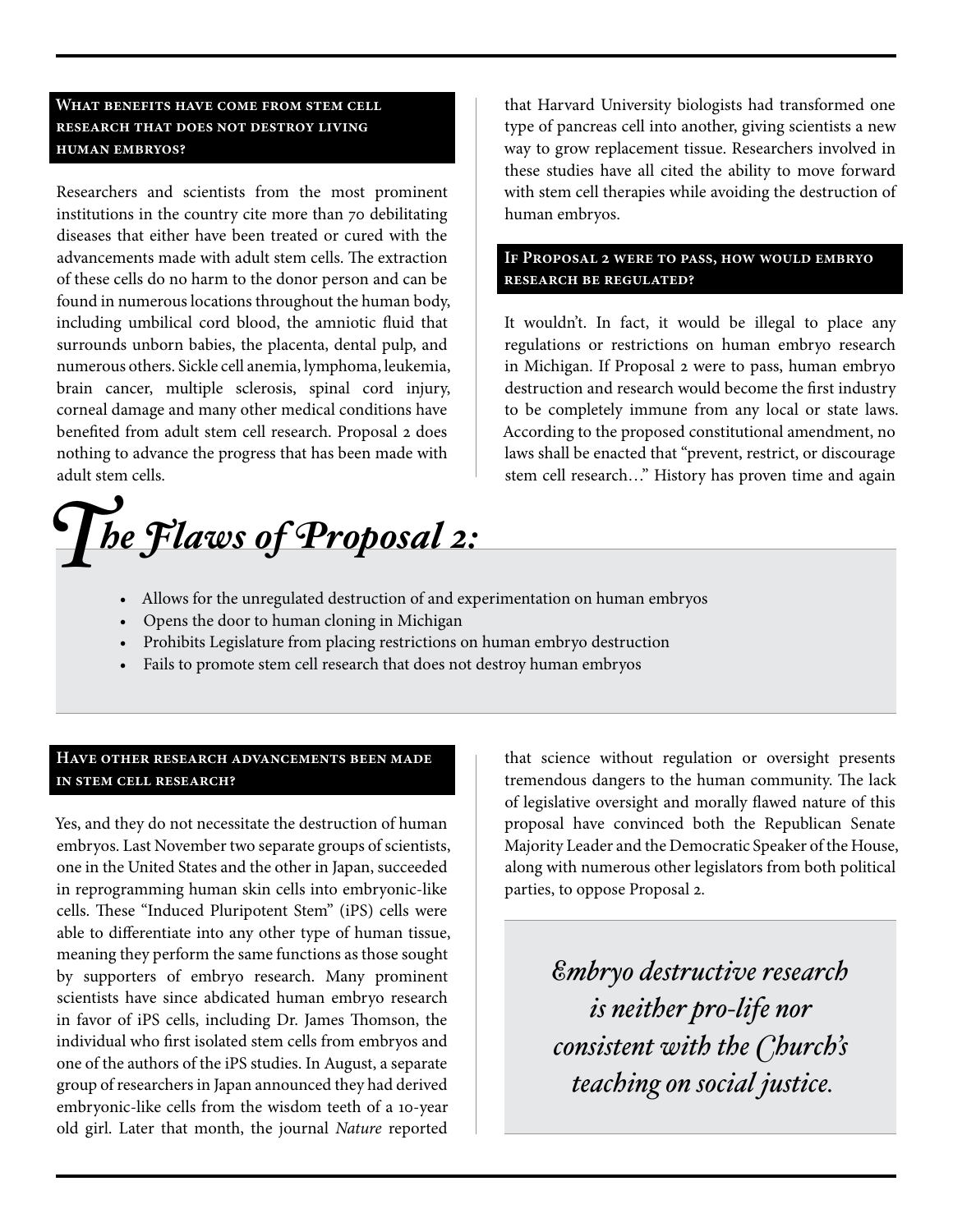### What benefits have come from stem cell research that does not destroy living human embryos?

Researchers and scientists from the most prominent institutions in the country cite more than 70 debilitating diseases that either have been treated or cured with the advancements made with adult stem cells. The extraction of these cells do no harm to the donor person and can be found in numerous locations throughout the human body, including umbilical cord blood, the amniotic fluid that surrounds unborn babies, the placenta, dental pulp, and numerous others. Sickle cell anemia, lymphoma, leukemia, brain cancer, multiple sclerosis, spinal cord injury, corneal damage and many other medical conditions have benefited from adult stem cell research. Proposal 2 does nothing to advance the progress that has been made with adult stem cells.

### Have other research advancements been made in stem cell research?

Yes, and they do not necessitate the destruction of human embryos. Last November two separate groups of scientists, one in the United States and the other in Japan, succeeded in reprogramming human skin cells into embryonic-like cells. These "Induced Pluripotent Stem" (iPS) cells were able to differentiate into any other type of human tissue, meaning they perform the same functions as those sought by supporters of embryo research. Many prominent scientists have since abdicated human embryo research in favor of iPS cells, including Dr. James Thomson, the individual who first isolated stem cells from embryos and one of the authors of the iPS studies. In August, a separate group of researchers in Japan announced they had derived embryonic-like cells from the wisdom teeth of a 10-year old girl. Later that month, the journal *Nature* reported that Harvard University biologists had transformed one type of pancreas cell into another, giving scientists a new way to grow replacement tissue. Researchers involved in these studies have all cited the ability to move forward with stem cell therapies while avoiding the destruction of human embryos.

### If Proposal 2 were to pass, how would embryo research be regulated?

It wouldn't. In fact, it would be illegal to place any regulations or restrictions on human embryo research in Michigan. If Proposal 2 were to pass, human embryo destruction and research would become the first industry to be completely immune from any local or state laws. According to the proposed constitutional amendment, no laws shall be enacted that "prevent, restrict, or discourage stem cell research…" History has proven time and again that science without regulation or oversight presents tremendous dangers to the human community. The lack of legislative oversight and morally flawed nature of this proposal have convinced both the Republican Senate Majority Leader and the Democratic Speaker of the House, along with numerous other legislators from both political parties, to oppose Proposal 2.

## *The Flaws of Proposal 2:*

- Allows for the unregulated destruction of and experimentation on human embryos
- Opens the door to human cloning in Michigan
- Prohibits Legislature from placing restrictions on human embryo destruction
- Fails to promote stem cell research that does not destroy human embryos

> *Embryo destructive research is neither pro-life nor consistent with the Church's teaching on social justice.*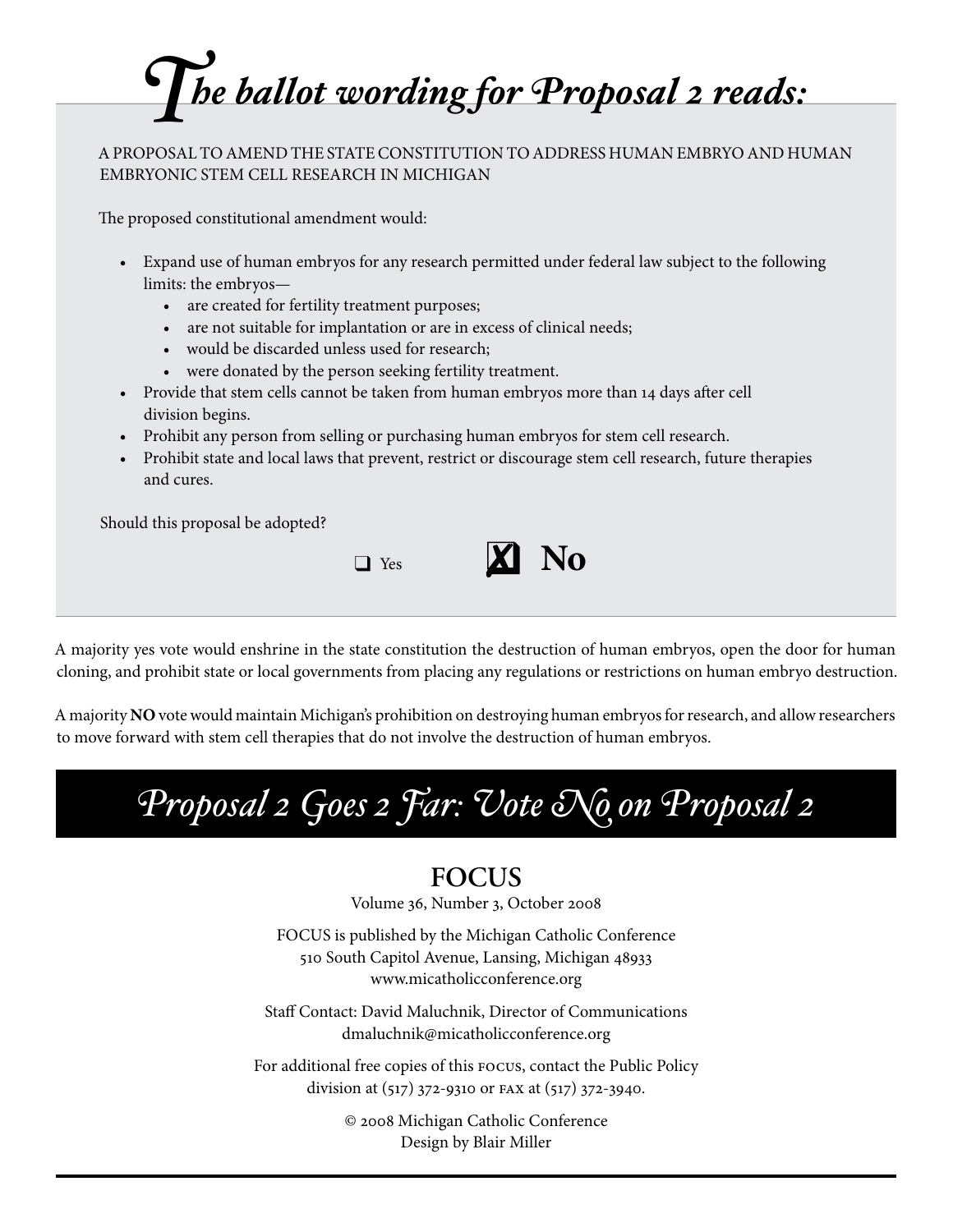# The ballot wording for Proposal 2 reads:

A PROPOSAL TO AMEND THE STATE CONSTITUTION TO ADDRESS HUMAN EMBRYO AND HUMAN EMBRYONIC STEM CELL RESEARCH IN MICHIGAN

The proposed constitutional amendment would:

- Expand use of human embryos for any research permitted under federal law subject to the following limits: the embryos—
  - are created for fertility treatment purposes;
  - are not suitable for implantation or are in excess of clinical needs;
  - would be discarded unless used for research;
  - were donated by the person seeking fertility treatment.
- Provide that stem cells cannot be taken from human embryos more than 14 days after cell division begins.
- Prohibit any person from selling or purchasing human embryos for stem cell research.
- Prohibit state and local laws that prevent, restrict or discourage stem cell research, future therapies and cures.

Should this proposal be adopted?

❑ Yes ☒ **No**

A majority yes vote would enshrine in the state constitution the destruction of human embryos, open the door for human cloning, and prohibit state or local governments from placing any regulations or restrictions on human embryo destruction.

A majority **NO** vote would maintain Michigan's prohibition on destroying human embryos for research, and allow researchers to move forward with stem cell therapies that do not involve the destruction of human embryos.

## *Proposal 2 Goes 2 Far: Vote No on Proposal 2*

**FOCUS**

Volume 36, Number 3, October 2008

FOCUS is published by the Michigan Catholic Conference
510 South Capitol Avenue, Lansing, Michigan 48933
www.micatholicconference.org

Staff Contact: David Maluchnik, Director of Communications
dmaluchnik@micatholicconference.org

For additional free copies of this FOCUS, contact the Public Policy division at (517) 372-9310 or FAX at (517) 372-3940.

© 2008 Michigan Catholic Conference
Design by Blair Miller